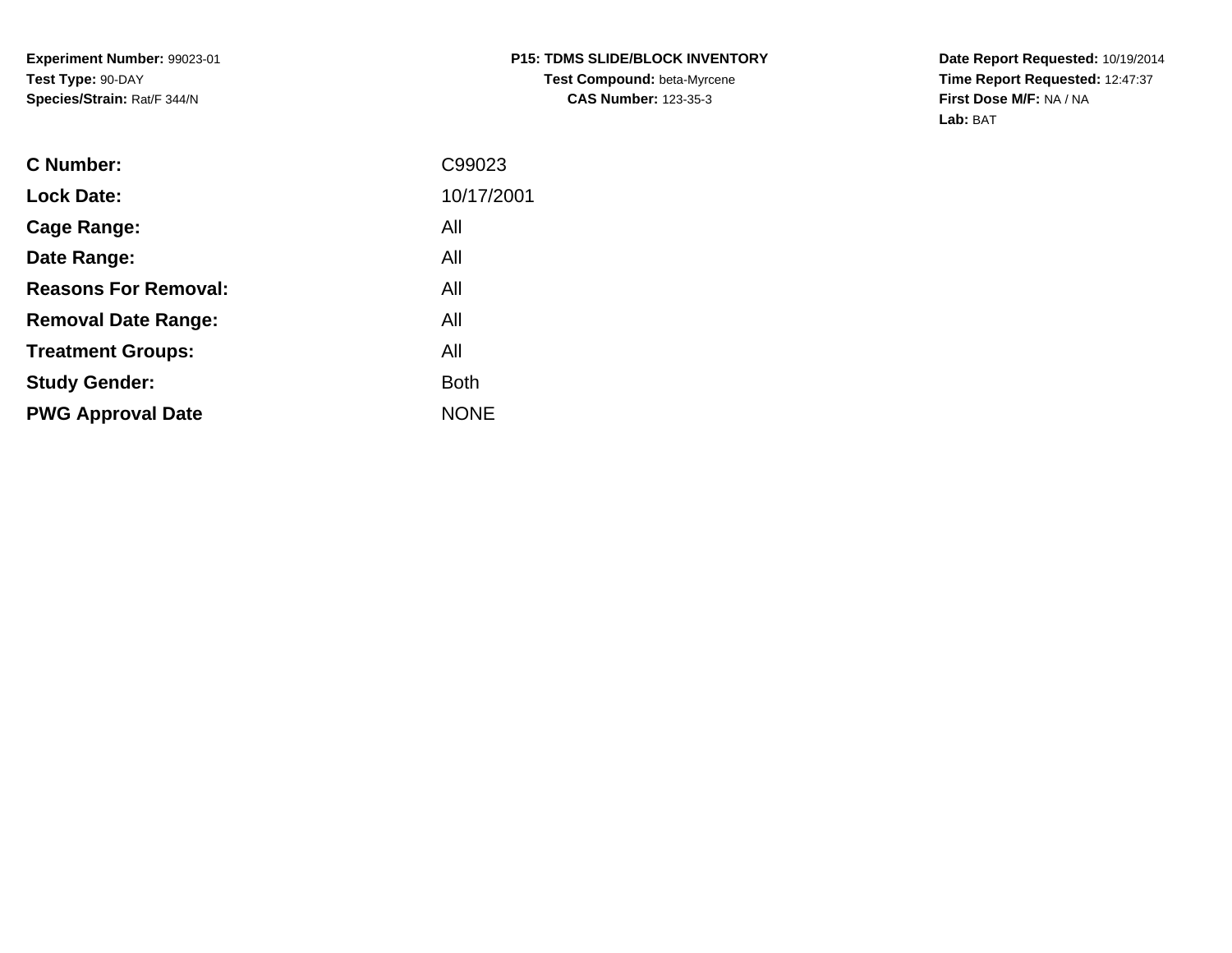**Experiment Number:** 99023-01
**Test Type:** 90-DAY
**Species/Strain:** Rat/F 344/N

**P15: TDMS SLIDE/BLOCK INVENTORY**
**Test Compound:** beta-Myrcene
**CAS Number:** 123-35-3

**Date Report Requested:** 10/19/2014
**Time Report Requested:** 12:47:37
**First Dose M/F:** NA / NA
**Lab:** BAT

| | |
|---|---|
| **C Number:** | C99023 |
| **Lock Date:** | 10/17/2001 |
| **Cage Range:** | All |
| **Date Range:** | All |
| **Reasons For Removal:** | All |
| **Removal Date Range:** | All |
| **Treatment Groups:** | All |
| **Study Gender:** | Both |
| **PWG Approval Date** | NONE |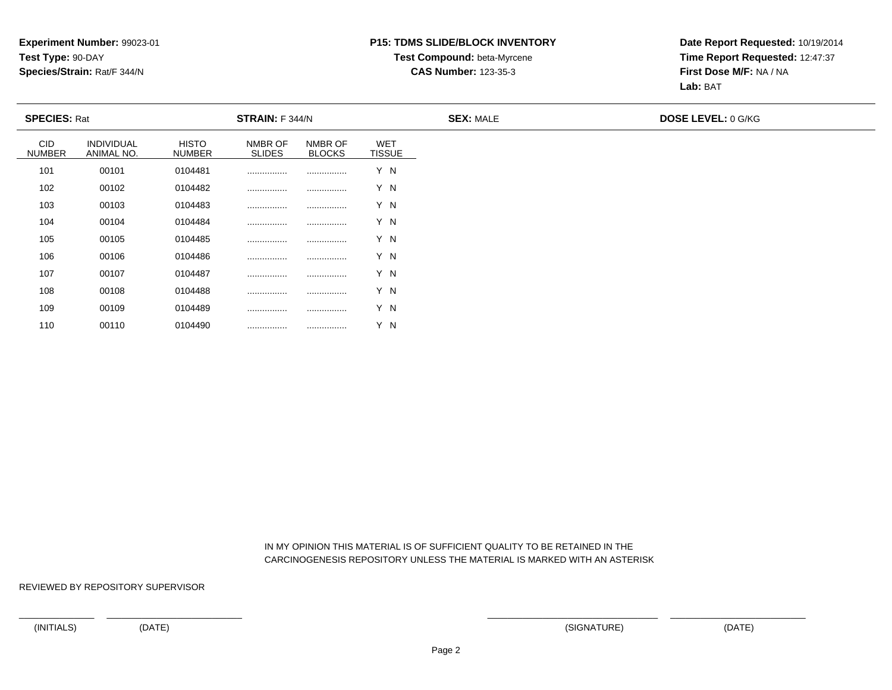**Experiment Number:** 99023-01
**Test Type:** 90-DAY
**Species/Strain:** Rat/F 344/N

**P15: TDMS SLIDE/BLOCK INVENTORY**
**Test Compound:** beta-Myrcene
**CAS Number:** 123-35-3

**Date Report Requested:** 10/19/2014
**Time Report Requested:** 12:47:37
**First Dose M/F:** NA / NA
**Lab:** BAT

**SPECIES:** Rat **STRAIN:** F 344/N **SEX:** MALE **DOSE LEVEL:** 0 G/KG

| CID NUMBER | INDIVIDUAL ANIMAL NO. | HISTO NUMBER | NMBR OF SLIDES | NMBR OF BLOCKS | WET TISSUE |
|---|---|---|---|---|---|
| 101 | 00101 | 0104481 | ................ | ................ | Y N |
| 102 | 00102 | 0104482 | ................ | ................ | Y N |
| 103 | 00103 | 0104483 | ................ | ................ | Y N |
| 104 | 00104 | 0104484 | ................ | ................ | Y N |
| 105 | 00105 | 0104485 | ................ | ................ | Y N |
| 106 | 00106 | 0104486 | ................ | ................ | Y N |
| 107 | 00107 | 0104487 | ................ | ................ | Y N |
| 108 | 00108 | 0104488 | ................ | ................ | Y N |
| 109 | 00109 | 0104489 | ................ | ................ | Y N |
| 110 | 00110 | 0104490 | ................ | ................ | Y N |

IN MY OPINION THIS MATERIAL IS OF SUFFICIENT QUALITY TO BE RETAINED IN THE CARCINOGENESIS REPOSITORY UNLESS THE MATERIAL IS MARKED WITH AN ASTERISK

REVIEWED BY REPOSITORY SUPERVISOR

(INITIALS) (DATE) (SIGNATURE) (DATE)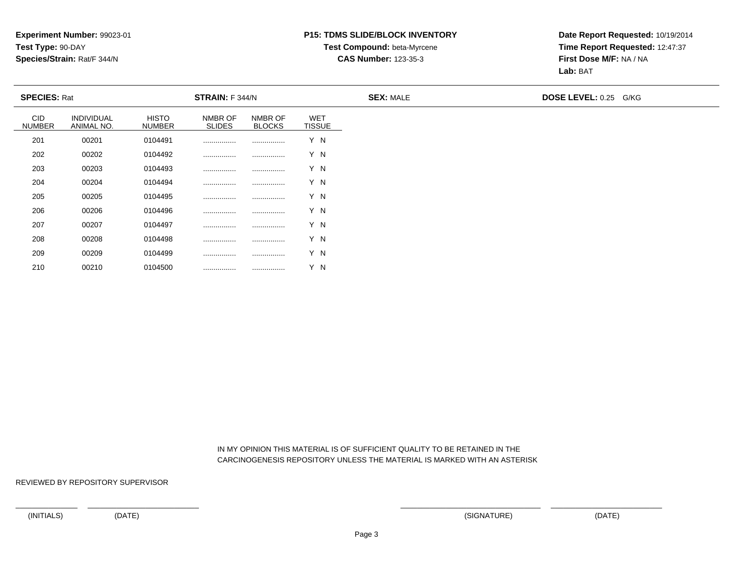**Experiment Number:** 99023-01
**Test Type:** 90-DAY
**Species/Strain:** Rat/F 344/N

**P15: TDMS SLIDE/BLOCK INVENTORY**
**Test Compound:** beta-Myrcene
**CAS Number:** 123-35-3

**Date Report Requested:** 10/19/2014
**Time Report Requested:** 12:47:37
**First Dose M/F:** NA / NA
**Lab:** BAT

**SPECIES:** Rat **STRAIN:** F 344/N **SEX:** MALE **DOSE LEVEL:** 0.25 G/KG

| CID NUMBER | INDIVIDUAL ANIMAL NO. | HISTO NUMBER | NMBR OF SLIDES | NMBR OF BLOCKS | WET TISSUE |
|---|---|---|---|---|---|
| 201 | 00201 | 0104491 | ................ | ................ | Y N |
| 202 | 00202 | 0104492 | ................ | ................ | Y N |
| 203 | 00203 | 0104493 | ................ | ................ | Y N |
| 204 | 00204 | 0104494 | ................ | ................ | Y N |
| 205 | 00205 | 0104495 | ................ | ................ | Y N |
| 206 | 00206 | 0104496 | ................ | ................ | Y N |
| 207 | 00207 | 0104497 | ................ | ................ | Y N |
| 208 | 00208 | 0104498 | ................ | ................ | Y N |
| 209 | 00209 | 0104499 | ................ | ................ | Y N |
| 210 | 00210 | 0104500 | ................ | ................ | Y N |

IN MY OPINION THIS MATERIAL IS OF SUFFICIENT QUALITY TO BE RETAINED IN THE CARCINOGENESIS REPOSITORY UNLESS THE MATERIAL IS MARKED WITH AN ASTERISK

REVIEWED BY REPOSITORY SUPERVISOR

(INITIALS) (DATE) (SIGNATURE) (DATE)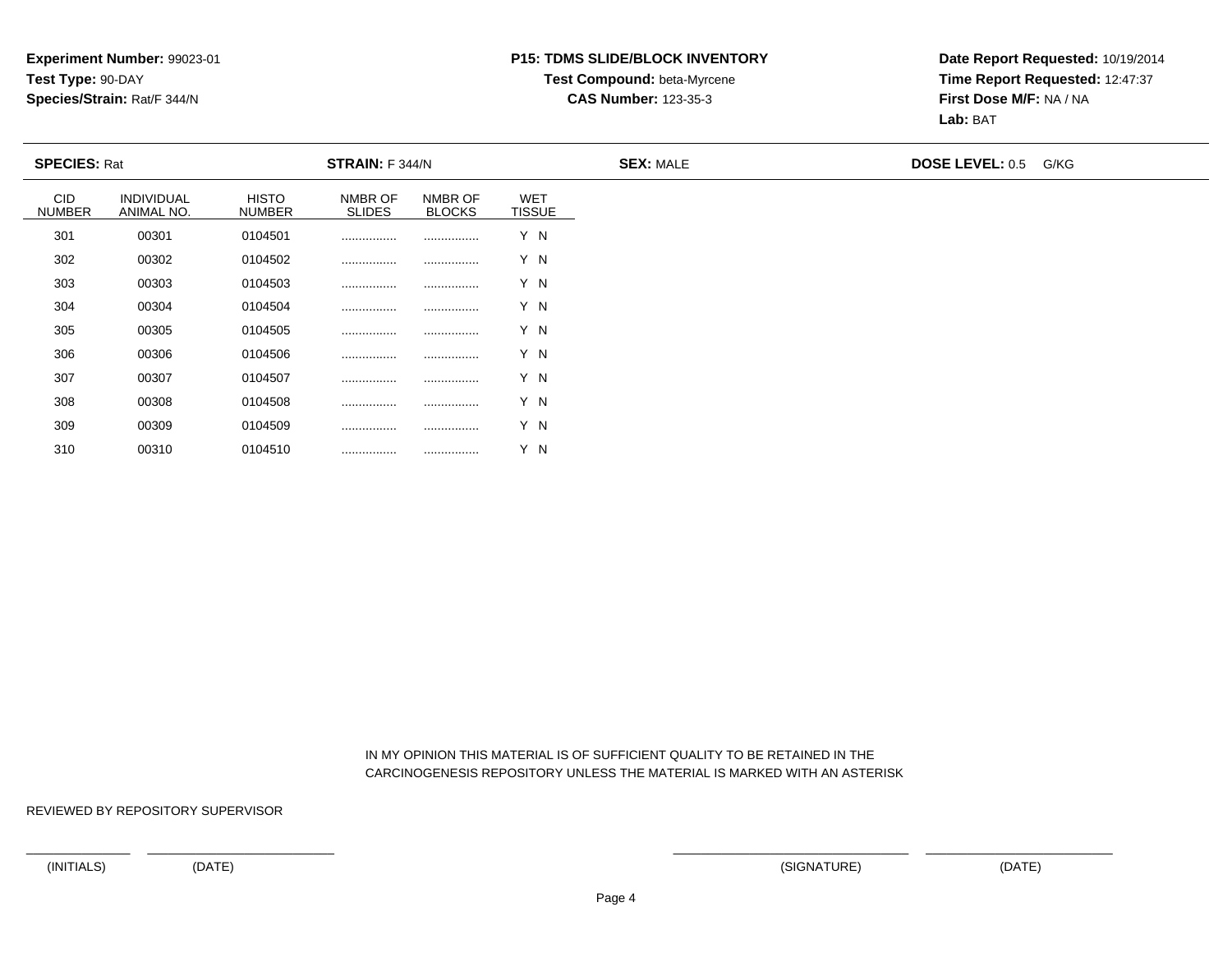**Experiment Number:** 99023-01
**Test Type:** 90-DAY
**Species/Strain:** Rat/F 344/N

**P15: TDMS SLIDE/BLOCK INVENTORY**
**Test Compound:** beta-Myrcene
**CAS Number:** 123-35-3

**Date Report Requested:** 10/19/2014
**Time Report Requested:** 12:47:37
**First Dose M/F:** NA / NA
**Lab:** BAT

**SPECIES:** Rat **STRAIN:** F 344/N **SEX:** MALE **DOSE LEVEL:** 0.5 G/KG

| CID NUMBER | INDIVIDUAL ANIMAL NO. | HISTO NUMBER | NMBR OF SLIDES | NMBR OF BLOCKS | WET TISSUE |
|---|---|---|---|---|---|
| 301 | 00301 | 0104501 | ................ | ................ | Y N |
| 302 | 00302 | 0104502 | ................ | ................ | Y N |
| 303 | 00303 | 0104503 | ................ | ................ | Y N |
| 304 | 00304 | 0104504 | ................ | ................ | Y N |
| 305 | 00305 | 0104505 | ................ | ................ | Y N |
| 306 | 00306 | 0104506 | ................ | ................ | Y N |
| 307 | 00307 | 0104507 | ................ | ................ | Y N |
| 308 | 00308 | 0104508 | ................ | ................ | Y N |
| 309 | 00309 | 0104509 | ................ | ................ | Y N |
| 310 | 00310 | 0104510 | ................ | ................ | Y N |

IN MY OPINION THIS MATERIAL IS OF SUFFICIENT QUALITY TO BE RETAINED IN THE CARCINOGENESIS REPOSITORY UNLESS THE MATERIAL IS MARKED WITH AN ASTERISK

REVIEWED BY REPOSITORY SUPERVISOR

(INITIALS) (DATE) (SIGNATURE) (DATE)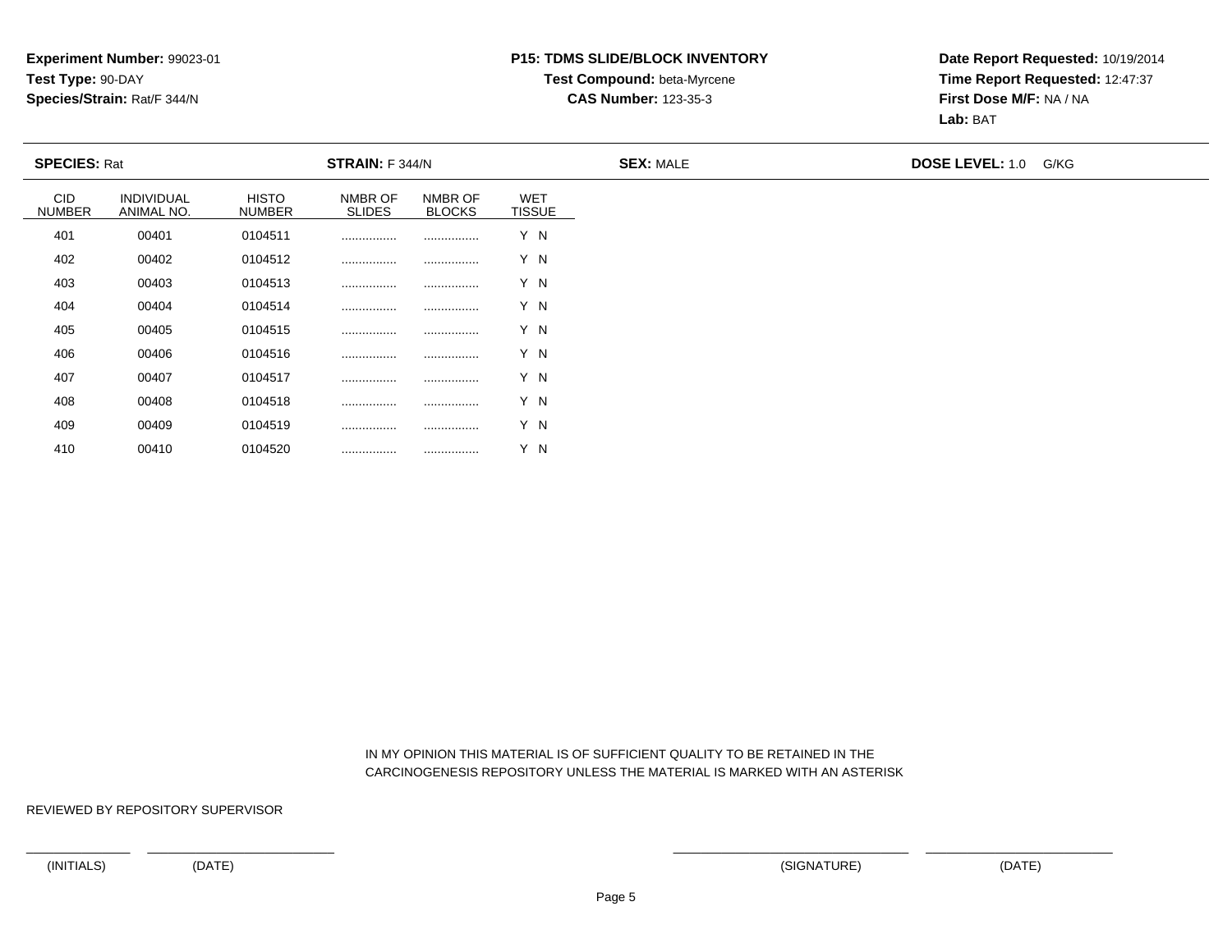**Experiment Number:** 99023-01
**Test Type:** 90-DAY
**Species/Strain:** Rat/F 344/N

**P15: TDMS SLIDE/BLOCK INVENTORY**
**Test Compound:** beta-Myrcene
**CAS Number:** 123-35-3

**Date Report Requested:** 10/19/2014
**Time Report Requested:** 12:47:37
**First Dose M/F:** NA / NA
**Lab:** BAT

**SPECIES:** Rat | **STRAIN:** F 344/N | **SEX:** MALE | **DOSE LEVEL:** 1.0 G/KG

| CID NUMBER | INDIVIDUAL ANIMAL NO. | HISTO NUMBER | NMBR OF SLIDES | NMBR OF BLOCKS | WET TISSUE |
|---|---|---|---|---|---|
| 401 | 00401 | 0104511 | ................ | ................ | Y N |
| 402 | 00402 | 0104512 | ................ | ................ | Y N |
| 403 | 00403 | 0104513 | ................ | ................ | Y N |
| 404 | 00404 | 0104514 | ................ | ................ | Y N |
| 405 | 00405 | 0104515 | ................ | ................ | Y N |
| 406 | 00406 | 0104516 | ................ | ................ | Y N |
| 407 | 00407 | 0104517 | ................ | ................ | Y N |
| 408 | 00408 | 0104518 | ................ | ................ | Y N |
| 409 | 00409 | 0104519 | ................ | ................ | Y N |
| 410 | 00410 | 0104520 | ................ | ................ | Y N |

IN MY OPINION THIS MATERIAL IS OF SUFFICIENT QUALITY TO BE RETAINED IN THE CARCINOGENESIS REPOSITORY UNLESS THE MATERIAL IS MARKED WITH AN ASTERISK

REVIEWED BY REPOSITORY SUPERVISOR

(INITIALS) (DATE) (SIGNATURE) (DATE)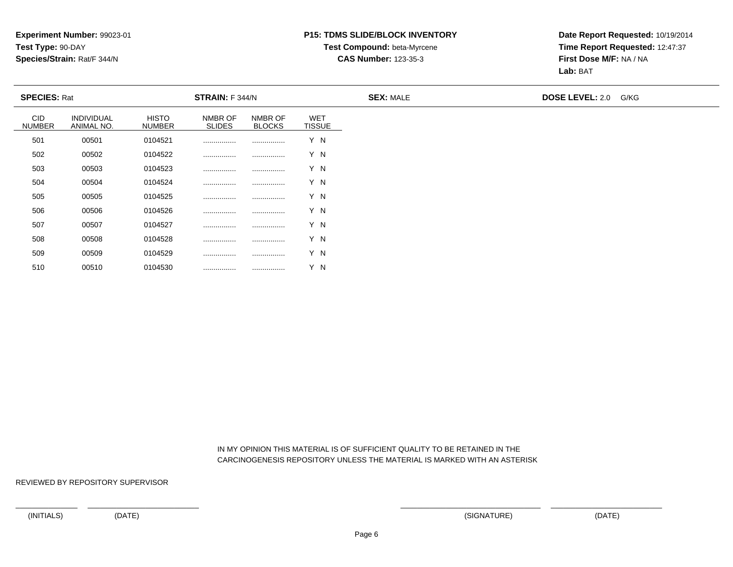**Experiment Number:** 99023-01
**Test Type:** 90-DAY
**Species/Strain:** Rat/F 344/N

**P15: TDMS SLIDE/BLOCK INVENTORY**
**Test Compound:** beta-Myrcene
**CAS Number:** 123-35-3

**Date Report Requested:** 10/19/2014
**Time Report Requested:** 12:47:37
**First Dose M/F:** NA / NA
**Lab:** BAT

**SPECIES:** Rat **STRAIN:** F 344/N **SEX:** MALE **DOSE LEVEL:** 2.0 G/KG

| CID NUMBER | INDIVIDUAL ANIMAL NO. | HISTO NUMBER | NMBR OF SLIDES | NMBR OF BLOCKS | WET TISSUE |
|---|---|---|---|---|---|
| 501 | 00501 | 0104521 | ................ | ................ | Y N |
| 502 | 00502 | 0104522 | ................ | ................ | Y N |
| 503 | 00503 | 0104523 | ................ | ................ | Y N |
| 504 | 00504 | 0104524 | ................ | ................ | Y N |
| 505 | 00505 | 0104525 | ................ | ................ | Y N |
| 506 | 00506 | 0104526 | ................ | ................ | Y N |
| 507 | 00507 | 0104527 | ................ | ................ | Y N |
| 508 | 00508 | 0104528 | ................ | ................ | Y N |
| 509 | 00509 | 0104529 | ................ | ................ | Y N |
| 510 | 00510 | 0104530 | ................ | ................ | Y N |

IN MY OPINION THIS MATERIAL IS OF SUFFICIENT QUALITY TO BE RETAINED IN THE CARCINOGENESIS REPOSITORY UNLESS THE MATERIAL IS MARKED WITH AN ASTERISK

REVIEWED BY REPOSITORY SUPERVISOR

(INITIALS) (DATE) (SIGNATURE) (DATE)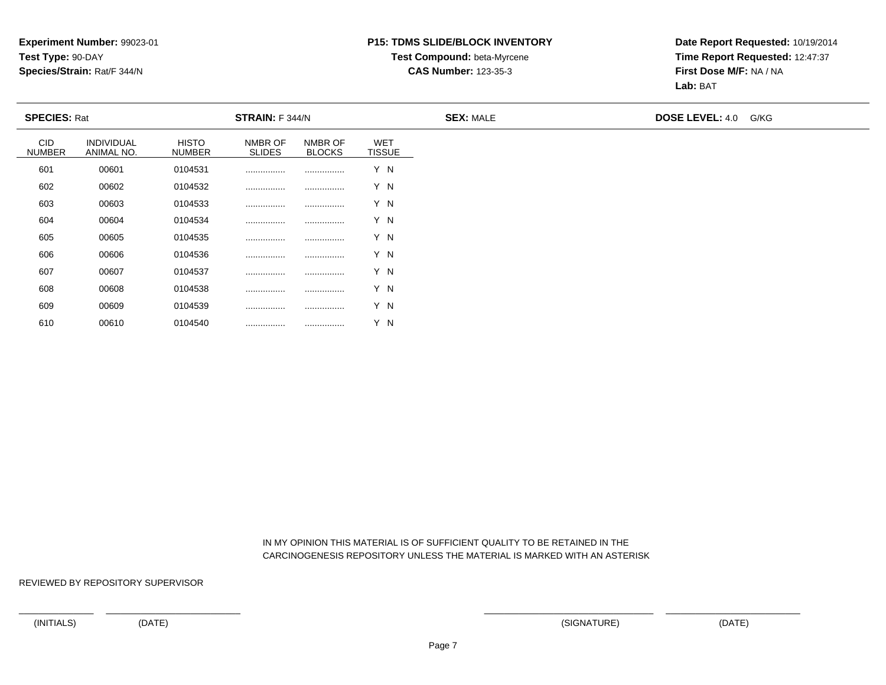**Experiment Number:** 99023-01
**Test Type:** 90-DAY
**Species/Strain:** Rat/F 344/N

**P15: TDMS SLIDE/BLOCK INVENTORY**
**Test Compound:** beta-Myrcene
**CAS Number:** 123-35-3

**Date Report Requested:** 10/19/2014
**Time Report Requested:** 12:47:37
**First Dose M/F:** NA / NA
**Lab:** BAT

**SPECIES:** Rat | **STRAIN:** F 344/N | **SEX:** MALE | **DOSE LEVEL:** 4.0 G/KG

| CID NUMBER | INDIVIDUAL ANIMAL NO. | HISTO NUMBER | NMBR OF SLIDES | NMBR OF BLOCKS | WET TISSUE |
|---|---|---|---|---|---|
| 601 | 00601 | 0104531 | ................ | ................ | Y N |
| 602 | 00602 | 0104532 | ................ | ................ | Y N |
| 603 | 00603 | 0104533 | ................ | ................ | Y N |
| 604 | 00604 | 0104534 | ................ | ................ | Y N |
| 605 | 00605 | 0104535 | ................ | ................ | Y N |
| 606 | 00606 | 0104536 | ................ | ................ | Y N |
| 607 | 00607 | 0104537 | ................ | ................ | Y N |
| 608 | 00608 | 0104538 | ................ | ................ | Y N |
| 609 | 00609 | 0104539 | ................ | ................ | Y N |
| 610 | 00610 | 0104540 | ................ | ................ | Y N |

IN MY OPINION THIS MATERIAL IS OF SUFFICIENT QUALITY TO BE RETAINED IN THE CARCINOGENESIS REPOSITORY UNLESS THE MATERIAL IS MARKED WITH AN ASTERISK

REVIEWED BY REPOSITORY SUPERVISOR

(INITIALS) (DATE) (SIGNATURE) (DATE)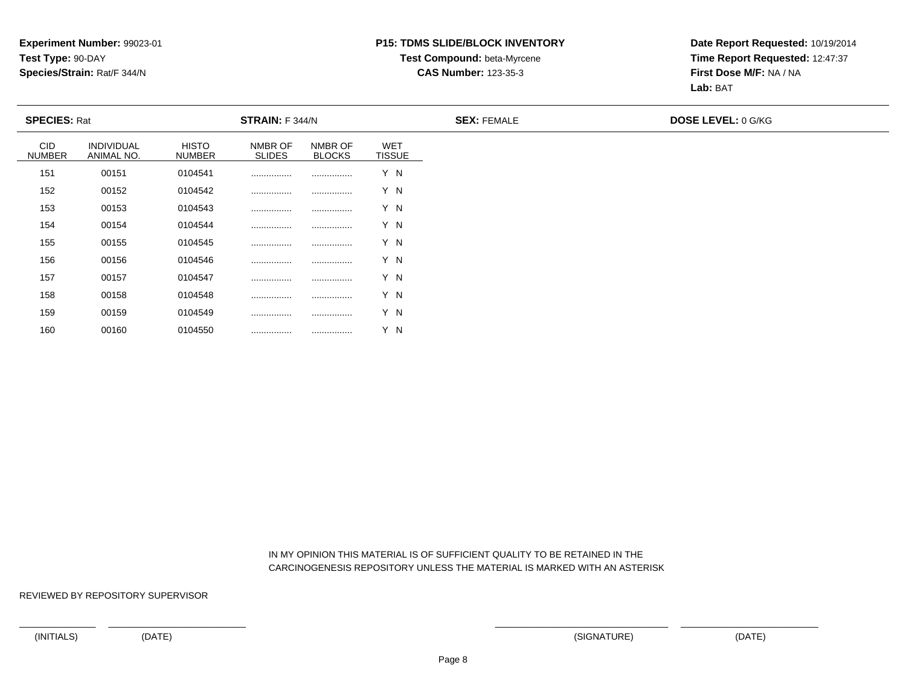**Experiment Number:** 99023-01
**Test Type:** 90-DAY
**Species/Strain:** Rat/F 344/N

**P15: TDMS SLIDE/BLOCK INVENTORY**
**Test Compound:** beta-Myrcene
**CAS Number:** 123-35-3

**Date Report Requested:** 10/19/2014
**Time Report Requested:** 12:47:37
**First Dose M/F:** NA / NA
**Lab:** BAT

**SPECIES:** Rat **STRAIN:** F 344/N **SEX:** FEMALE **DOSE LEVEL:** 0 G/KG

| CID NUMBER | INDIVIDUAL ANIMAL NO. | HISTO NUMBER | NMBR OF SLIDES | NMBR OF BLOCKS | WET TISSUE |
|---|---|---|---|---|---|
| 151 | 00151 | 0104541 | ................ | ................ | Y N |
| 152 | 00152 | 0104542 | ................ | ................ | Y N |
| 153 | 00153 | 0104543 | ................ | ................ | Y N |
| 154 | 00154 | 0104544 | ................ | ................ | Y N |
| 155 | 00155 | 0104545 | ................ | ................ | Y N |
| 156 | 00156 | 0104546 | ................ | ................ | Y N |
| 157 | 00157 | 0104547 | ................ | ................ | Y N |
| 158 | 00158 | 0104548 | ................ | ................ | Y N |
| 159 | 00159 | 0104549 | ................ | ................ | Y N |
| 160 | 00160 | 0104550 | ................ | ................ | Y N |

IN MY OPINION THIS MATERIAL IS OF SUFFICIENT QUALITY TO BE RETAINED IN THE CARCINOGENESIS REPOSITORY UNLESS THE MATERIAL IS MARKED WITH AN ASTERISK

REVIEWED BY REPOSITORY SUPERVISOR

(INITIALS) (DATE) (SIGNATURE) (DATE)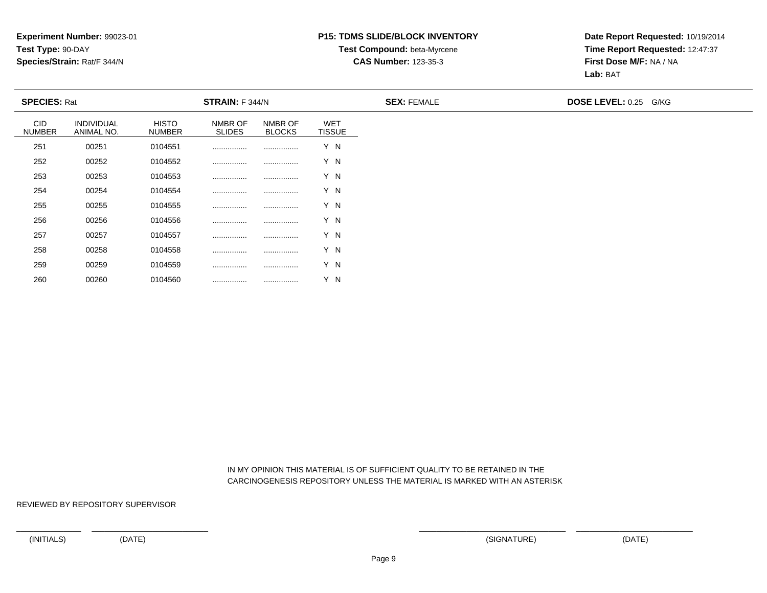**Experiment Number:** 99023-01
**Test Type:** 90-DAY
**Species/Strain:** Rat/F 344/N

**P15: TDMS SLIDE/BLOCK INVENTORY**
**Test Compound:** beta-Myrcene
**CAS Number:** 123-35-3

**Date Report Requested:** 10/19/2014
**Time Report Requested:** 12:47:37
**First Dose M/F:** NA / NA
**Lab:** BAT

**SPECIES:** Rat **STRAIN:** F 344/N **SEX:** FEMALE **DOSE LEVEL:** 0.25 G/KG

| CID NUMBER | INDIVIDUAL ANIMAL NO. | HISTO NUMBER | NMBR OF SLIDES | NMBR OF BLOCKS | WET TISSUE |
|---|---|---|---|---|---|
| 251 | 00251 | 0104551 | ................ | ................ | Y N |
| 252 | 00252 | 0104552 | ................ | ................ | Y N |
| 253 | 00253 | 0104553 | ................ | ................ | Y N |
| 254 | 00254 | 0104554 | ................ | ................ | Y N |
| 255 | 00255 | 0104555 | ................ | ................ | Y N |
| 256 | 00256 | 0104556 | ................ | ................ | Y N |
| 257 | 00257 | 0104557 | ................ | ................ | Y N |
| 258 | 00258 | 0104558 | ................ | ................ | Y N |
| 259 | 00259 | 0104559 | ................ | ................ | Y N |
| 260 | 00260 | 0104560 | ................ | ................ | Y N |

IN MY OPINION THIS MATERIAL IS OF SUFFICIENT QUALITY TO BE RETAINED IN THE CARCINOGENESIS REPOSITORY UNLESS THE MATERIAL IS MARKED WITH AN ASTERISK

REVIEWED BY REPOSITORY SUPERVISOR

(INITIALS) (DATE) (SIGNATURE) (DATE)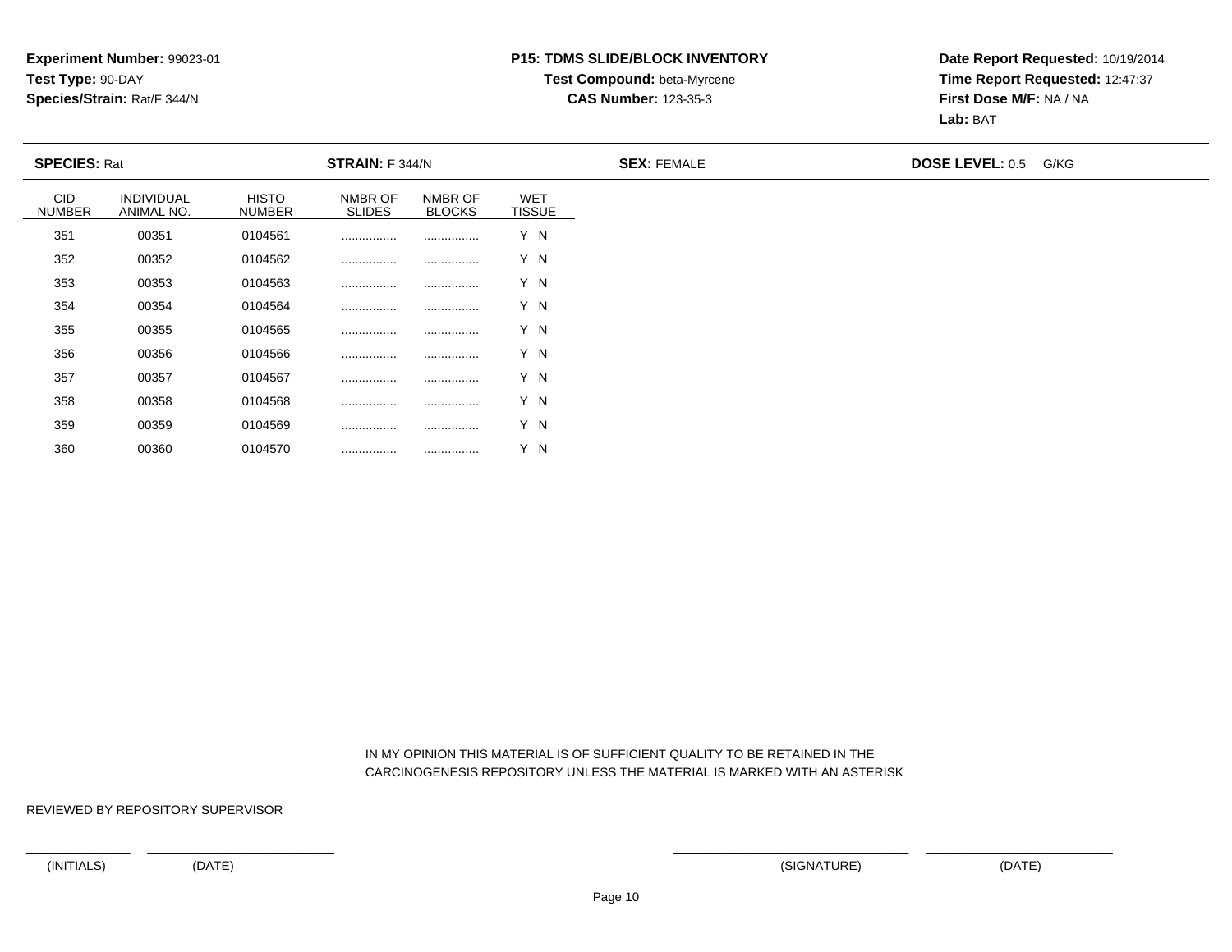**Experiment Number:** 99023-01
**Test Type:** 90-DAY
**Species/Strain:** Rat/F 344/N

**P15: TDMS SLIDE/BLOCK INVENTORY**
**Test Compound:** beta-Myrcene
**CAS Number:** 123-35-3

**Date Report Requested:** 10/19/2014
**Time Report Requested:** 12:47:37
**First Dose M/F:** NA / NA
**Lab:** BAT

**SPECIES:** Rat **STRAIN:** F 344/N **SEX:** FEMALE **DOSE LEVEL:** 0.5 G/KG

| CID NUMBER | INDIVIDUAL ANIMAL NO. | HISTO NUMBER | NMBR OF SLIDES | NMBR OF BLOCKS | WET TISSUE |
|---|---|---|---|---|---|
| 351 | 00351 | 0104561 | ................ | ................ | Y N |
| 352 | 00352 | 0104562 | ................ | ................ | Y N |
| 353 | 00353 | 0104563 | ................ | ................ | Y N |
| 354 | 00354 | 0104564 | ................ | ................ | Y N |
| 355 | 00355 | 0104565 | ................ | ................ | Y N |
| 356 | 00356 | 0104566 | ................ | ................ | Y N |
| 357 | 00357 | 0104567 | ................ | ................ | Y N |
| 358 | 00358 | 0104568 | ................ | ................ | Y N |
| 359 | 00359 | 0104569 | ................ | ................ | Y N |
| 360 | 00360 | 0104570 | ................ | ................ | Y N |

IN MY OPINION THIS MATERIAL IS OF SUFFICIENT QUALITY TO BE RETAINED IN THE CARCINOGENESIS REPOSITORY UNLESS THE MATERIAL IS MARKED WITH AN ASTERISK

REVIEWED BY REPOSITORY SUPERVISOR

(INITIALS) (DATE) (SIGNATURE) (DATE)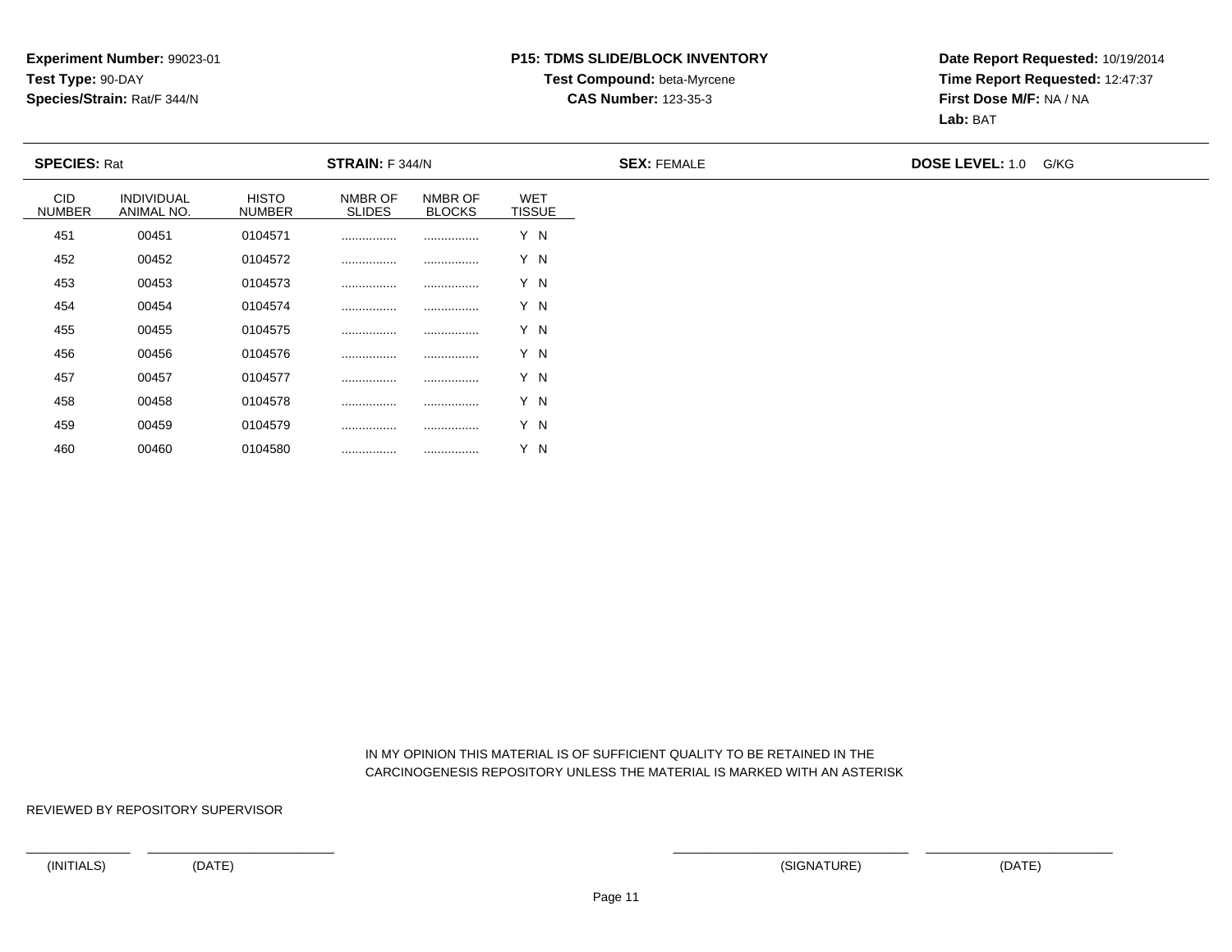**Experiment Number:** 99023-01
**Test Type:** 90-DAY
**Species/Strain:** Rat/F 344/N

**P15: TDMS SLIDE/BLOCK INVENTORY**
**Test Compound:** beta-Myrcene
**CAS Number:** 123-35-3

**Date Report Requested:** 10/19/2014
**Time Report Requested:** 12:47:37
**First Dose M/F:** NA / NA
**Lab:** BAT

**SPECIES:** Rat **STRAIN:** F 344/N **SEX:** FEMALE **DOSE LEVEL:** 1.0 G/KG

| CID NUMBER | INDIVIDUAL ANIMAL NO. | HISTO NUMBER | NMBR OF SLIDES | NMBR OF BLOCKS | WET TISSUE |
|---|---|---|---|---|---|
| 451 | 00451 | 0104571 | ................ | ................ | Y N |
| 452 | 00452 | 0104572 | ................ | ................ | Y N |
| 453 | 00453 | 0104573 | ................ | ................ | Y N |
| 454 | 00454 | 0104574 | ................ | ................ | Y N |
| 455 | 00455 | 0104575 | ................ | ................ | Y N |
| 456 | 00456 | 0104576 | ................ | ................ | Y N |
| 457 | 00457 | 0104577 | ................ | ................ | Y N |
| 458 | 00458 | 0104578 | ................ | ................ | Y N |
| 459 | 00459 | 0104579 | ................ | ................ | Y N |
| 460 | 00460 | 0104580 | ................ | ................ | Y N |

IN MY OPINION THIS MATERIAL IS OF SUFFICIENT QUALITY TO BE RETAINED IN THE CARCINOGENESIS REPOSITORY UNLESS THE MATERIAL IS MARKED WITH AN ASTERISK

REVIEWED BY REPOSITORY SUPERVISOR

(INITIALS) (DATE) (SIGNATURE) (DATE)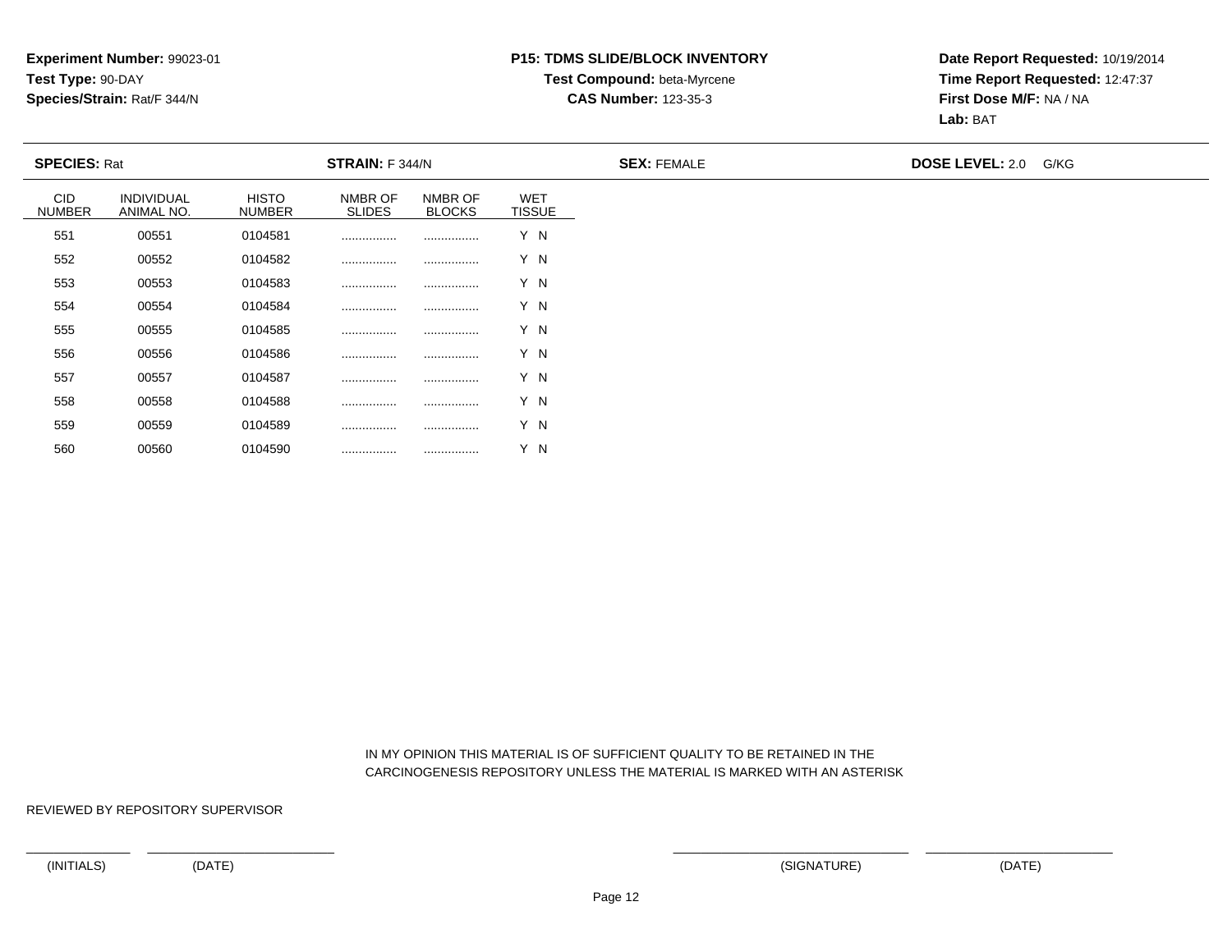**Experiment Number:** 99023-01
**Test Type:** 90-DAY
**Species/Strain:** Rat/F 344/N

**P15: TDMS SLIDE/BLOCK INVENTORY**
**Test Compound:** beta-Myrcene
**CAS Number:** 123-35-3

**Date Report Requested:** 10/19/2014
**Time Report Requested:** 12:47:37
**First Dose M/F:** NA / NA
**Lab:** BAT

**SPECIES:** Rat **STRAIN:** F 344/N **SEX:** FEMALE **DOSE LEVEL:** 2.0 G/KG

| CID NUMBER | INDIVIDUAL ANIMAL NO. | HISTO NUMBER | NMBR OF SLIDES | NMBR OF BLOCKS | WET TISSUE |
|---|---|---|---|---|---|
| 551 | 00551 | 0104581 | ................ | ................ | Y N |
| 552 | 00552 | 0104582 | ................ | ................ | Y N |
| 553 | 00553 | 0104583 | ................ | ................ | Y N |
| 554 | 00554 | 0104584 | ................ | ................ | Y N |
| 555 | 00555 | 0104585 | ................ | ................ | Y N |
| 556 | 00556 | 0104586 | ................ | ................ | Y N |
| 557 | 00557 | 0104587 | ................ | ................ | Y N |
| 558 | 00558 | 0104588 | ................ | ................ | Y N |
| 559 | 00559 | 0104589 | ................ | ................ | Y N |
| 560 | 00560 | 0104590 | ................ | ................ | Y N |

IN MY OPINION THIS MATERIAL IS OF SUFFICIENT QUALITY TO BE RETAINED IN THE CARCINOGENESIS REPOSITORY UNLESS THE MATERIAL IS MARKED WITH AN ASTERISK

REVIEWED BY REPOSITORY SUPERVISOR

(INITIALS) (DATE) (SIGNATURE) (DATE)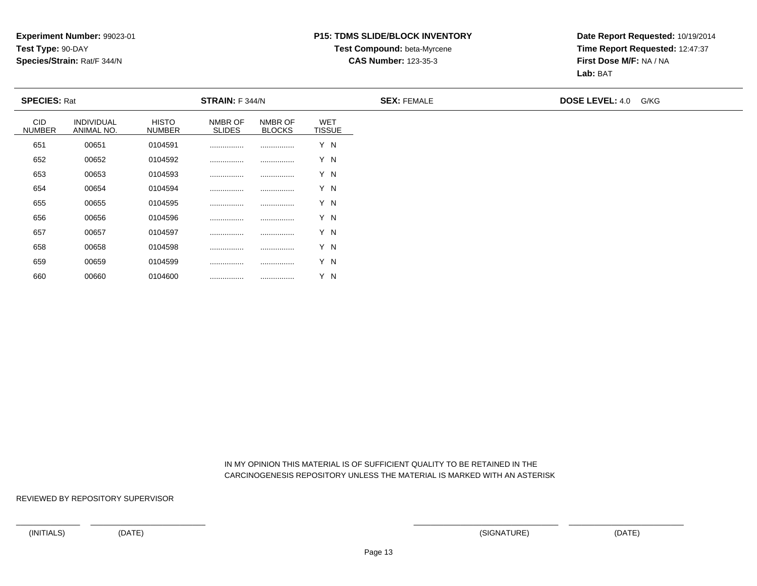**Experiment Number:** 99023-01
**Test Type:** 90-DAY
**Species/Strain:** Rat/F 344/N

**P15: TDMS SLIDE/BLOCK INVENTORY**
**Test Compound:** beta-Myrcene
**CAS Number:** 123-35-3

**Date Report Requested:** 10/19/2014
**Time Report Requested:** 12:47:37
**First Dose M/F:** NA / NA
**Lab:** BAT

**SPECIES:** Rat **STRAIN:** F 344/N **SEX:** FEMALE **DOSE LEVEL:** 4.0 G/KG

| CID NUMBER | INDIVIDUAL ANIMAL NO. | HISTO NUMBER | NMBR OF SLIDES | NMBR OF BLOCKS | WET TISSUE |
|---|---|---|---|---|---|
| 651 | 00651 | 0104591 | ................ | ................ | Y N |
| 652 | 00652 | 0104592 | ................ | ................ | Y N |
| 653 | 00653 | 0104593 | ................ | ................ | Y N |
| 654 | 00654 | 0104594 | ................ | ................ | Y N |
| 655 | 00655 | 0104595 | ................ | ................ | Y N |
| 656 | 00656 | 0104596 | ................ | ................ | Y N |
| 657 | 00657 | 0104597 | ................ | ................ | Y N |
| 658 | 00658 | 0104598 | ................ | ................ | Y N |
| 659 | 00659 | 0104599 | ................ | ................ | Y N |
| 660 | 00660 | 0104600 | ................ | ................ | Y N |

IN MY OPINION THIS MATERIAL IS OF SUFFICIENT QUALITY TO BE RETAINED IN THE CARCINOGENESIS REPOSITORY UNLESS THE MATERIAL IS MARKED WITH AN ASTERISK

REVIEWED BY REPOSITORY SUPERVISOR

(INITIALS) (DATE) (SIGNATURE) (DATE)